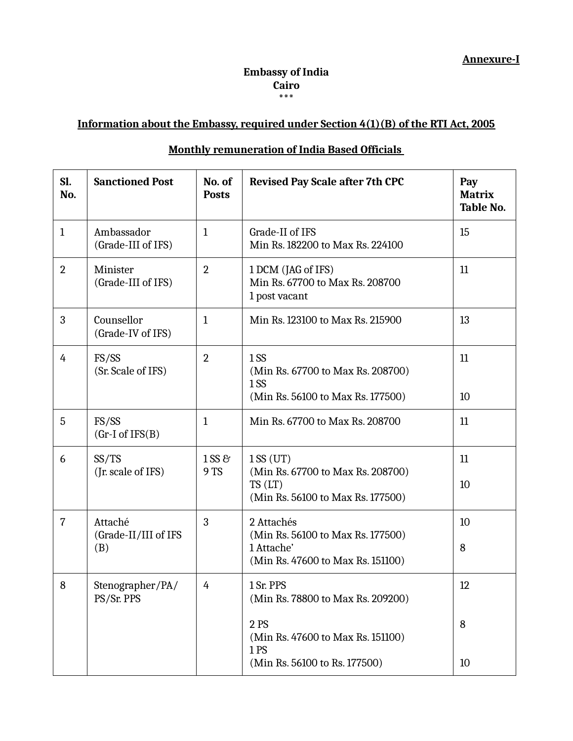**Annexure-I**

**Embassy of India**
**Cairo**
\*\*\*

**Information about the Embassy, required under Section 4(1)(B) of the RTI Act, 2005**

**Monthly remuneration of India Based Officials**

| Sl. No. | Sanctioned Post | No. of Posts | Revised Pay Scale after 7th CPC | Pay Matrix Table No. |
|---|---|---|---|---|
| 1 | Ambassador<br>(Grade-III of IFS) | 1 | Grade-II of IFS<br>Min Rs. 182200 to Max Rs. 224100 | 15 |
| 2 | Minister<br>(Grade-III of IFS) | 2 | 1 DCM (JAG of IFS)<br>Min Rs. 67700 to Max Rs. 208700<br>1 post vacant | 11 |
| 3 | Counsellor<br>(Grade-IV of IFS) | 1 | Min Rs. 123100 to Max Rs. 215900 | 13 |
| 4 | FS/SS<br>(Sr. Scale of IFS) | 2 | 1 SS<br>(Min Rs. 67700 to Max Rs. 208700)<br>1 SS<br>(Min Rs. 56100 to Max Rs. 177500) | 11<br><br>10 |
| 5 | FS/SS<br>(Gr-I of IFS(B) | 1 | Min Rs. 67700 to Max Rs. 208700 | 11 |
| 6 | SS/TS<br>(Jr. scale of IFS) | 1 SS & 9 TS | 1 SS (UT)<br>(Min Rs. 67700 to Max Rs. 208700)<br>TS (LT)<br>(Min Rs. 56100 to Max Rs. 177500) | 11<br><br>10 |
| 7 | Attaché<br>(Grade-II/III of IFS (B) | 3 | 2 Attachés<br>(Min Rs. 56100 to Max Rs. 177500)<br>1 Attache'<br>(Min Rs. 47600 to Max Rs. 151100) | 10<br><br>8 |
| 8 | Stenographer/PA/ PS/Sr. PPS | 4 | 1 Sr. PPS<br>(Min Rs. 78800 to Max Rs. 209200)<br><br>2 PS<br>(Min Rs. 47600 to Max Rs. 151100)<br>1 PS<br>(Min Rs. 56100 to Rs. 177500) | 12<br><br>8<br><br>10 |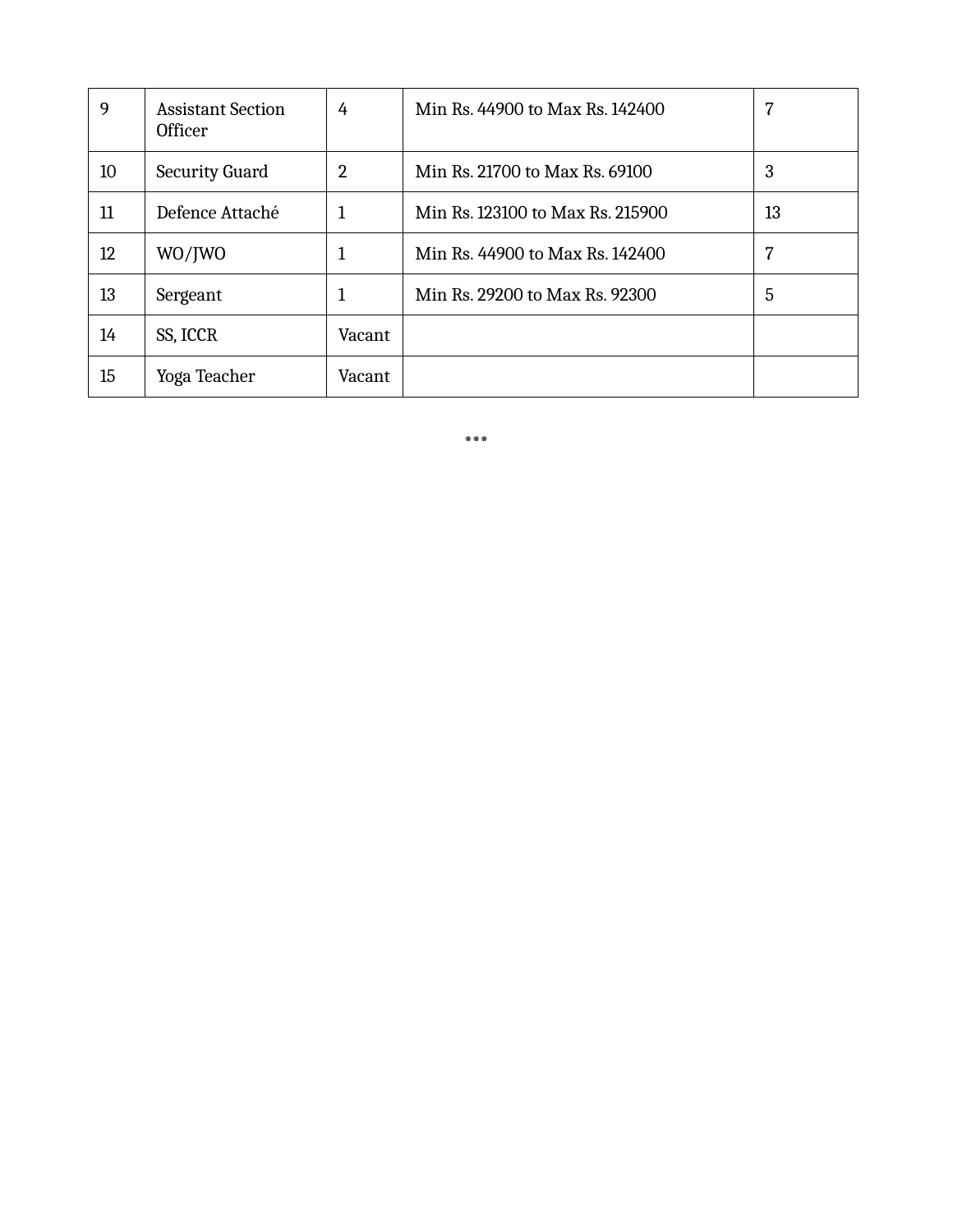| | | | | |
|---|---|---|---|---|
| 9 | Assistant Section Officer | 4 | Min Rs. 44900 to Max Rs. 142400 | 7 |
| 10 | Security Guard | 2 | Min Rs. 21700 to Max Rs. 69100 | 3 |
| 11 | Defence Attaché | 1 | Min Rs. 123100 to Max Rs. 215900 | 13 |
| 12 | WO/JWO | 1 | Min Rs. 44900 to Max Rs. 142400 | 7 |
| 13 | Sergeant | 1 | Min Rs. 29200 to Max Rs. 92300 | 5 |
| 14 | SS, ICCR | Vacant | | |
| 15 | Yoga Teacher | Vacant | | |

***